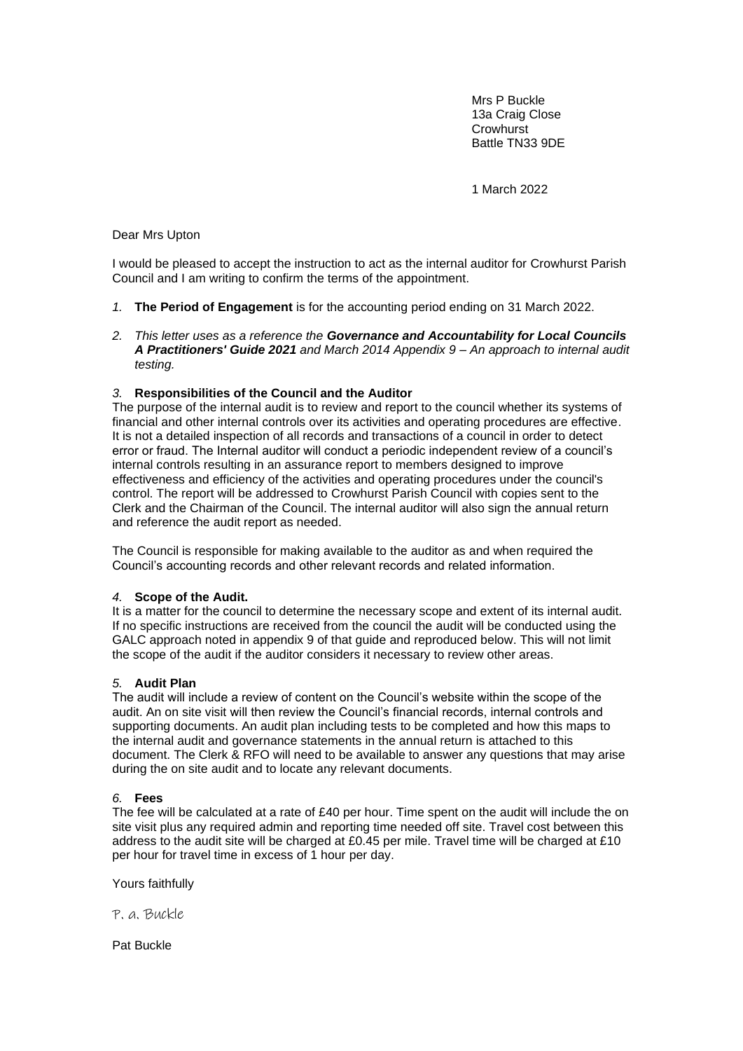Mrs P Buckle
13a Craig Close
Crowhurst
Battle TN33 9DE

1 March 2022

Dear Mrs Upton

I would be pleased to accept the instruction to act as the internal auditor for Crowhurst Parish Council and I am writing to confirm the terms of the appointment.

*1.* **The Period of Engagement** is for the accounting period ending on 31 March 2022.

*2. This letter uses as a reference the **Governance and Accountability for Local Councils A Practitioners' Guide 2021** and March 2014 Appendix 9 – An approach to internal audit testing.*

*3.* **Responsibilities of the Council and the Auditor**

The purpose of the internal audit is to review and report to the council whether its systems of financial and other internal controls over its activities and operating procedures are effective. It is not a detailed inspection of all records and transactions of a council in order to detect error or fraud. The Internal auditor will conduct a periodic independent review of a council's internal controls resulting in an assurance report to members designed to improve effectiveness and efficiency of the activities and operating procedures under the council's control. The report will be addressed to Crowhurst Parish Council with copies sent to the Clerk and the Chairman of the Council. The internal auditor will also sign the annual return and reference the audit report as needed.

The Council is responsible for making available to the auditor as and when required the Council's accounting records and other relevant records and related information.

*4.* **Scope of the Audit.**

It is a matter for the council to determine the necessary scope and extent of its internal audit. If no specific instructions are received from the council the audit will be conducted using the GALC approach noted in appendix 9 of that guide and reproduced below. This will not limit the scope of the audit if the auditor considers it necessary to review other areas.

*5.* **Audit Plan**

The audit will include a review of content on the Council's website within the scope of the audit. An on site visit will then review the Council's financial records, internal controls and supporting documents. An audit plan including tests to be completed and how this maps to the internal audit and governance statements in the annual return is attached to this document. The Clerk & RFO will need to be available to answer any questions that may arise during the on site audit and to locate any relevant documents.

*6.* **Fees**

The fee will be calculated at a rate of £40 per hour. Time spent on the audit will include the on site visit plus any required admin and reporting time needed off site. Travel cost between this address to the audit site will be charged at £0.45 per mile. Travel time will be charged at £10 per hour for travel time in excess of 1 hour per day.

Yours faithfully

P. a. Buckle

Pat Buckle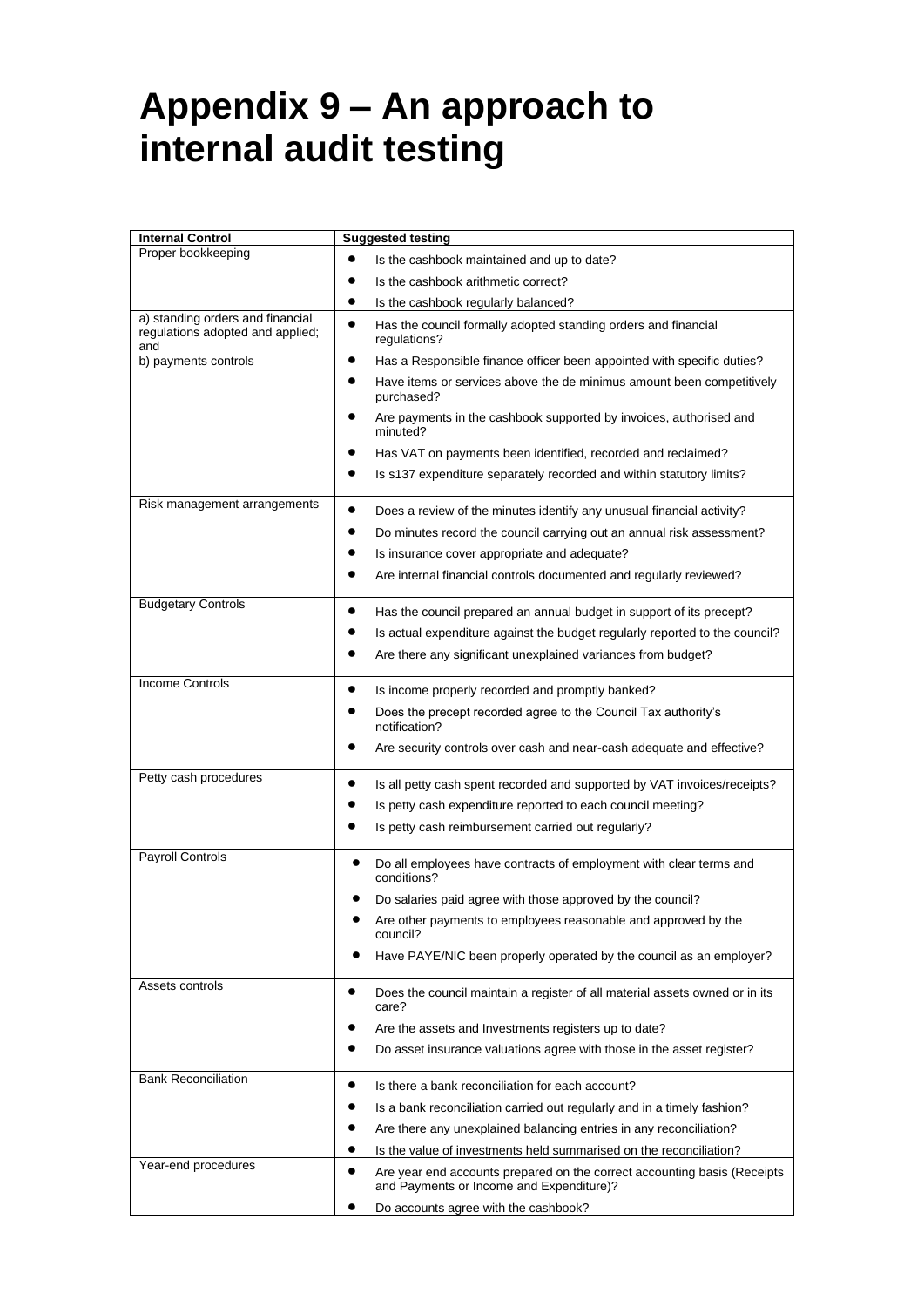# Appendix 9 – An approach to internal audit testing

| Internal Control | Suggested testing |
|---|---|
| Proper bookkeeping | • Is the cashbook maintained and up to date?<br>• Is the cashbook arithmetic correct?<br>• Is the cashbook regularly balanced? |
| a) standing orders and financial regulations adopted and applied; and<br>b) payments controls | • Has the council formally adopted standing orders and financial regulations?<br>• Has a Responsible finance officer been appointed with specific duties?<br>• Have items or services above the de minimus amount been competitively purchased?<br>• Are payments in the cashbook supported by invoices, authorised and minuted?<br>• Has VAT on payments been identified, recorded and reclaimed?<br>• Is s137 expenditure separately recorded and within statutory limits? |
| Risk management arrangements | • Does a review of the minutes identify any unusual financial activity?<br>• Do minutes record the council carrying out an annual risk assessment?<br>• Is insurance cover appropriate and adequate?<br>• Are internal financial controls documented and regularly reviewed? |
| Budgetary Controls | • Has the council prepared an annual budget in support of its precept?<br>• Is actual expenditure against the budget regularly reported to the council?<br>• Are there any significant unexplained variances from budget? |
| Income Controls | • Is income properly recorded and promptly banked?<br>• Does the precept recorded agree to the Council Tax authority's notification?<br>• Are security controls over cash and near-cash adequate and effective? |
| Petty cash procedures | • Is all petty cash spent recorded and supported by VAT invoices/receipts?<br>• Is petty cash expenditure reported to each council meeting?<br>• Is petty cash reimbursement carried out regularly? |
| Payroll Controls | • Do all employees have contracts of employment with clear terms and conditions?<br>• Do salaries paid agree with those approved by the council?<br>• Are other payments to employees reasonable and approved by the council?<br>• Have PAYE/NIC been properly operated by the council as an employer? |
| Assets controls | • Does the council maintain a register of all material assets owned or in its care?<br>• Are the assets and Investments registers up to date?<br>• Do asset insurance valuations agree with those in the asset register? |
| Bank Reconciliation | • Is there a bank reconciliation for each account?<br>• Is a bank reconciliation carried out regularly and in a timely fashion?<br>• Are there any unexplained balancing entries in any reconciliation?<br>• Is the value of investments held summarised on the reconciliation? |
| Year-end procedures | • Are year end accounts prepared on the correct accounting basis (Receipts and Payments or Income and Expenditure)?<br>• Do accounts agree with the cashbook? |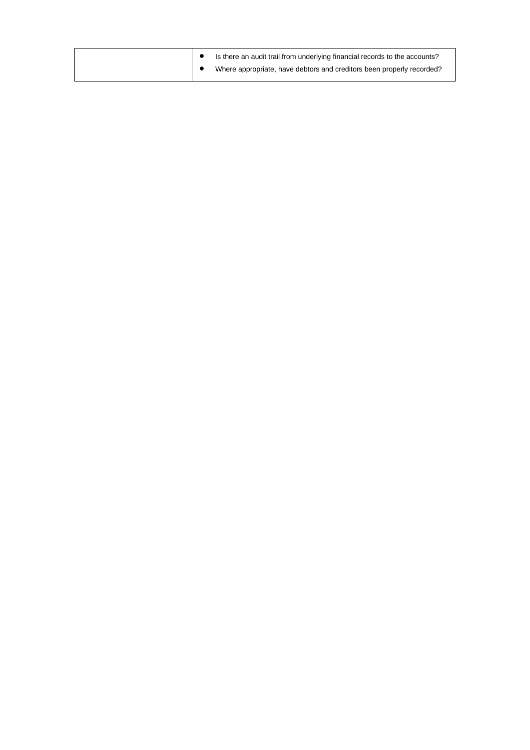| | |
|---|---|
| | • Is there an audit trail from underlying financial records to the accounts?<br>• Where appropriate, have debtors and creditors been properly recorded? |